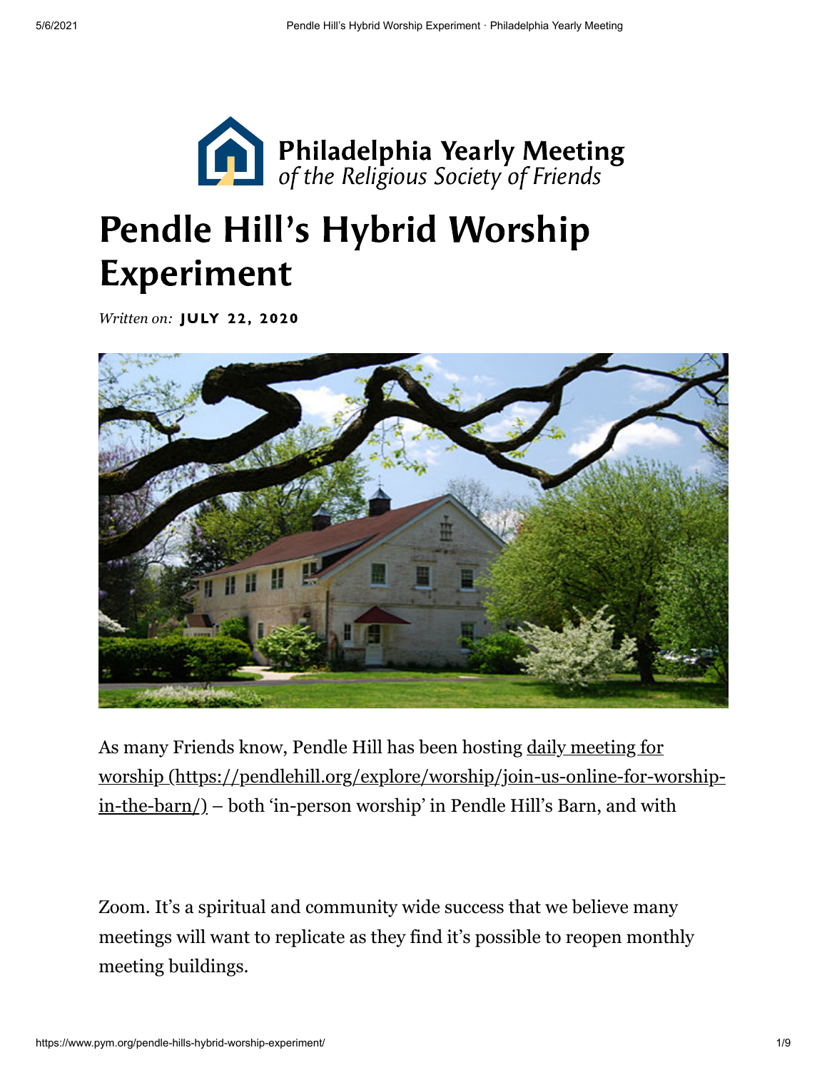Philadelphia Yearly Meeting
*of the Religious Society of Friends*

# Pendle Hill's Hybrid Worship Experiment

*Written on:* **JULY 22, 2020**

As many Friends know, Pendle Hill has been hosting daily meeting for worship (https://pendlehill.org/explore/worship/join-us-online-for-worship-in-the-barn/) – both 'in-person worship' in Pendle Hill's Barn, and with Zoom. It's a spiritual and community wide success that we believe many meetings will want to replicate as they find it's possible to reopen monthly meeting buildings.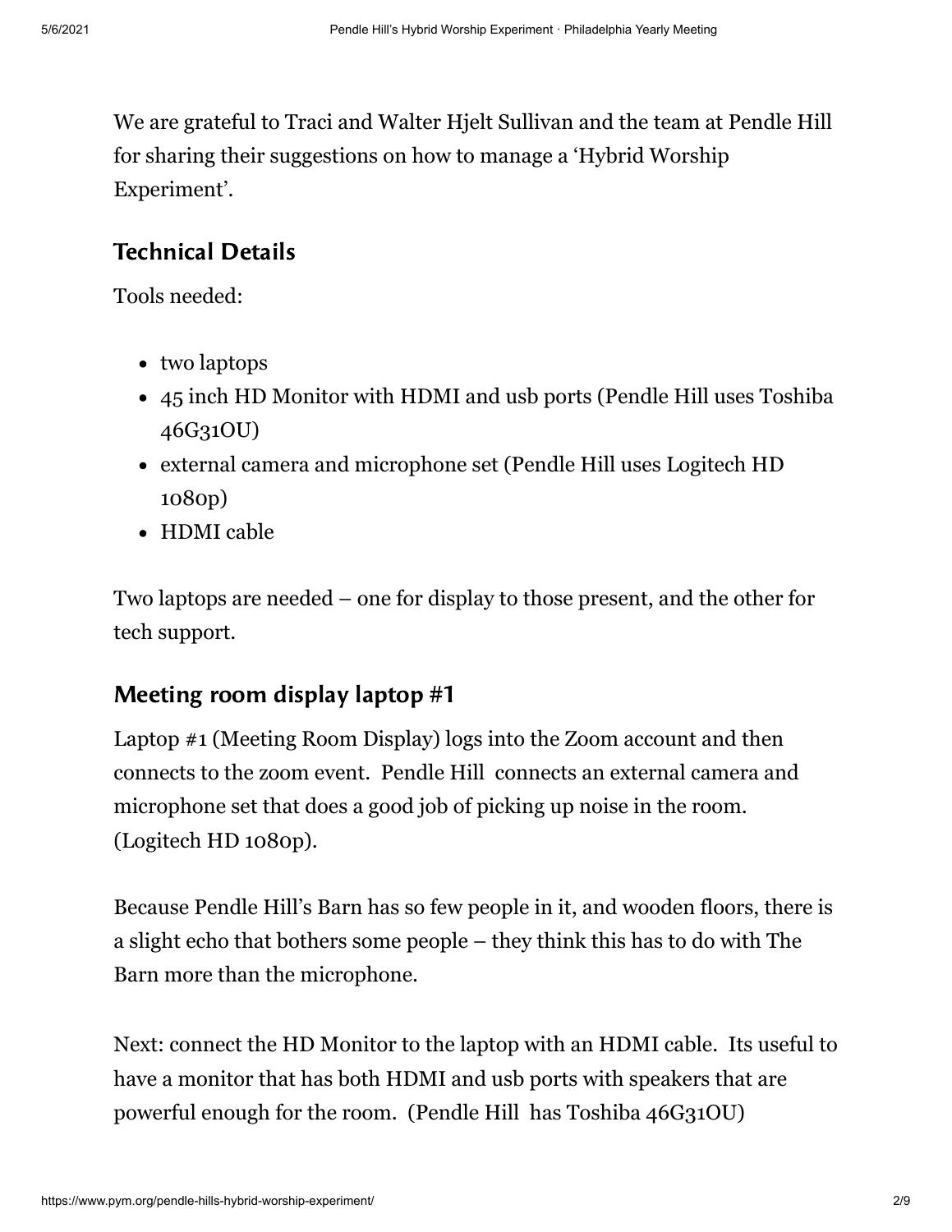We are grateful to Traci and Walter Hjelt Sullivan and the team at Pendle Hill for sharing their suggestions on how to manage a 'Hybrid Worship Experiment'.

## Technical Details

Tools needed:

- two laptops
- 45 inch HD Monitor with HDMI and usb ports (Pendle Hill uses Toshiba 46G31OU)
- external camera and microphone set (Pendle Hill uses Logitech HD 1080p)
- HDMI cable

Two laptops are needed – one for display to those present, and the other for tech support.

### Meeting room display laptop #1

Laptop #1 (Meeting Room Display) logs into the Zoom account and then connects to the zoom event.  Pendle Hill  connects an external camera and microphone set that does a good job of picking up noise in the room. (Logitech HD 1080p).

Because Pendle Hill's Barn has so few people in it, and wooden floors, there is a slight echo that bothers some people – they think this has to do with The Barn more than the microphone.

Next: connect the HD Monitor to the laptop with an HDMI cable.  Its useful to have a monitor that has both HDMI and usb ports with speakers that are powerful enough for the room.  (Pendle Hill  has Toshiba 46G31OU)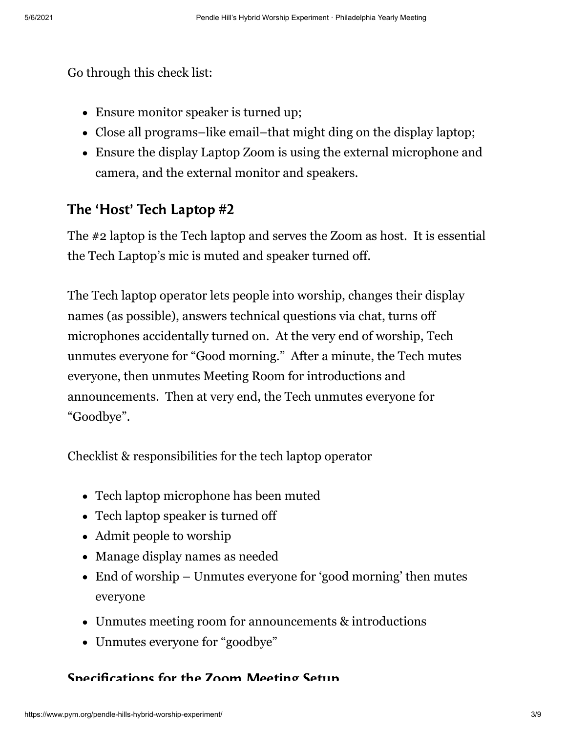Go through this check list:

- Ensure monitor speaker is turned up;
- Close all programs–like email–that might ding on the display laptop;
- Ensure the display Laptop Zoom is using the external microphone and camera, and the external monitor and speakers.

### The 'Host' Tech Laptop #2

The #2 laptop is the Tech laptop and serves the Zoom as host. It is essential the Tech Laptop's mic is muted and speaker turned off.

The Tech laptop operator lets people into worship, changes their display names (as possible), answers technical questions via chat, turns off microphones accidentally turned on. At the very end of worship, Tech unmutes everyone for "Good morning." After a minute, the Tech mutes everyone, then unmutes Meeting Room for introductions and announcements. Then at very end, the Tech unmutes everyone for "Goodbye".

Checklist & responsibilities for the tech laptop operator

- Tech laptop microphone has been muted
- Tech laptop speaker is turned off
- Admit people to worship
- Manage display names as needed
- End of worship – Unmutes everyone for 'good morning' then mutes everyone
- Unmutes meeting room for announcements & introductions
- Unmutes everyone for "goodbye"

### Specifications for the Zoom Meeting Setup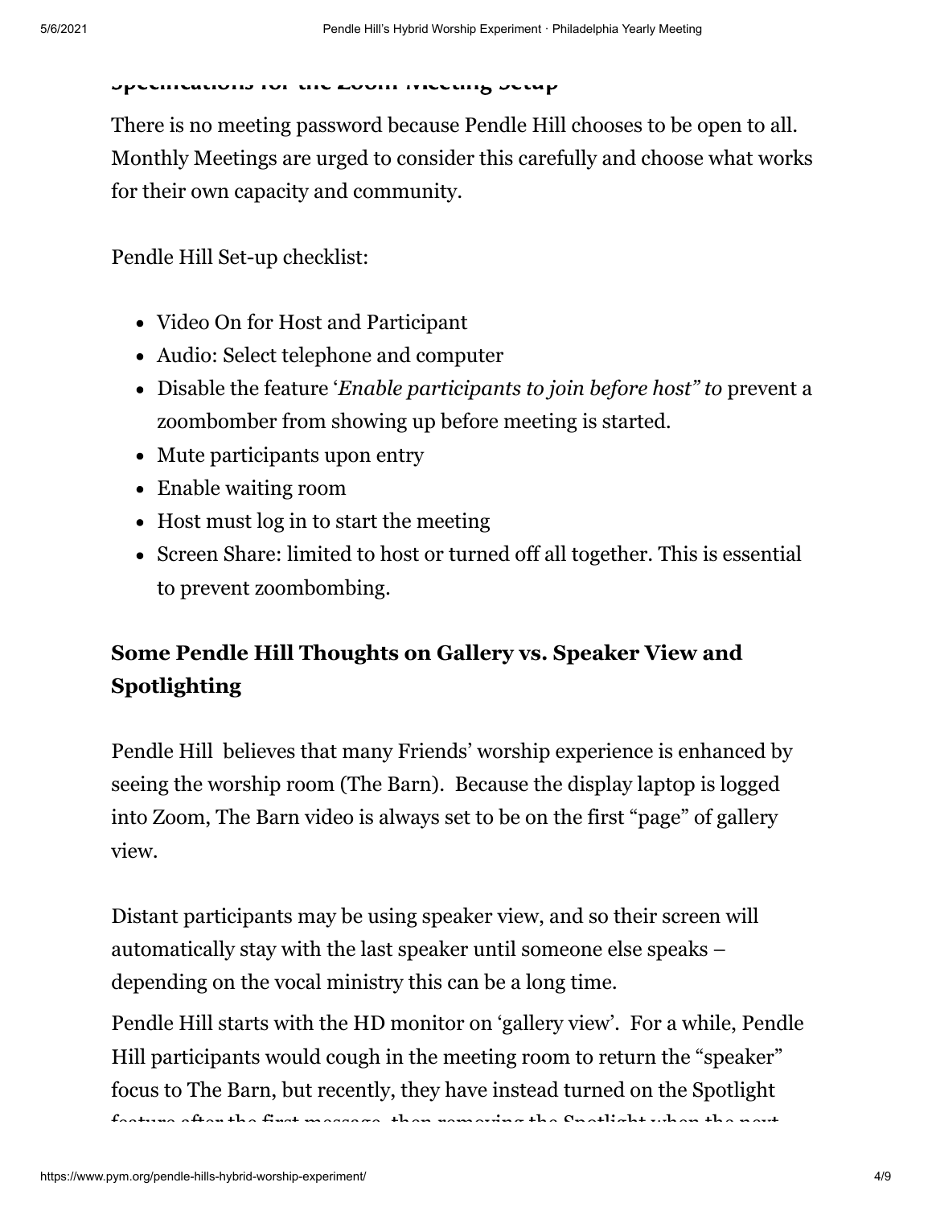### Specifications for the Zoom Meeting Setup

There is no meeting password because Pendle Hill chooses to be open to all. Monthly Meetings are urged to consider this carefully and choose what works for their own capacity and community.

Pendle Hill Set-up checklist:

- Video On for Host and Participant
- Audio: Select telephone and computer
- Disable the feature '*Enable participants to join before host" to* prevent a zoombomber from showing up before meeting is started.
- Mute participants upon entry
- Enable waiting room
- Host must log in to start the meeting
- Screen Share: limited to host or turned off all together. This is essential to prevent zoombombing.

### Some Pendle Hill Thoughts on Gallery vs. Speaker View and Spotlighting

Pendle Hill believes that many Friends' worship experience is enhanced by seeing the worship room (The Barn). Because the display laptop is logged into Zoom, The Barn video is always set to be on the first "page" of gallery view.

Distant participants may be using speaker view, and so their screen will automatically stay with the last speaker until someone else speaks – depending on the vocal ministry this can be a long time.

Pendle Hill starts with the HD monitor on 'gallery view'. For a while, Pendle Hill participants would cough in the meeting room to return the "speaker" focus to The Barn, but recently, they have instead turned on the Spotlight feature after the first message, then removing the Spotlight when the next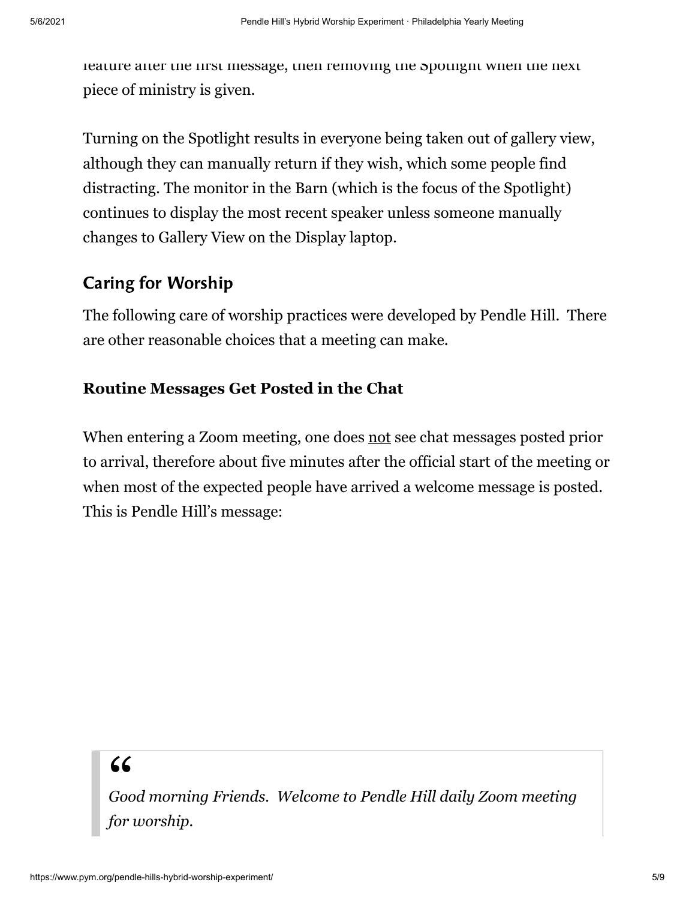feature after the first message, then removing the Spotlight when the next piece of ministry is given.

Turning on the Spotlight results in everyone being taken out of gallery view, although they can manually return if they wish, which some people find distracting. The monitor in the Barn (which is the focus of the Spotlight) continues to display the most recent speaker unless someone manually changes to Gallery View on the Display laptop.

## Caring for Worship

The following care of worship practices were developed by Pendle Hill. There are other reasonable choices that a meeting can make.

### Routine Messages Get Posted in the Chat

When entering a Zoom meeting, one does <u>not</u> see chat messages posted prior to arrival, therefore about five minutes after the official start of the meeting or when most of the expected people have arrived a welcome message is posted. This is Pendle Hill's message:

> *Good morning Friends. Welcome to Pendle Hill daily Zoom meeting for worship.*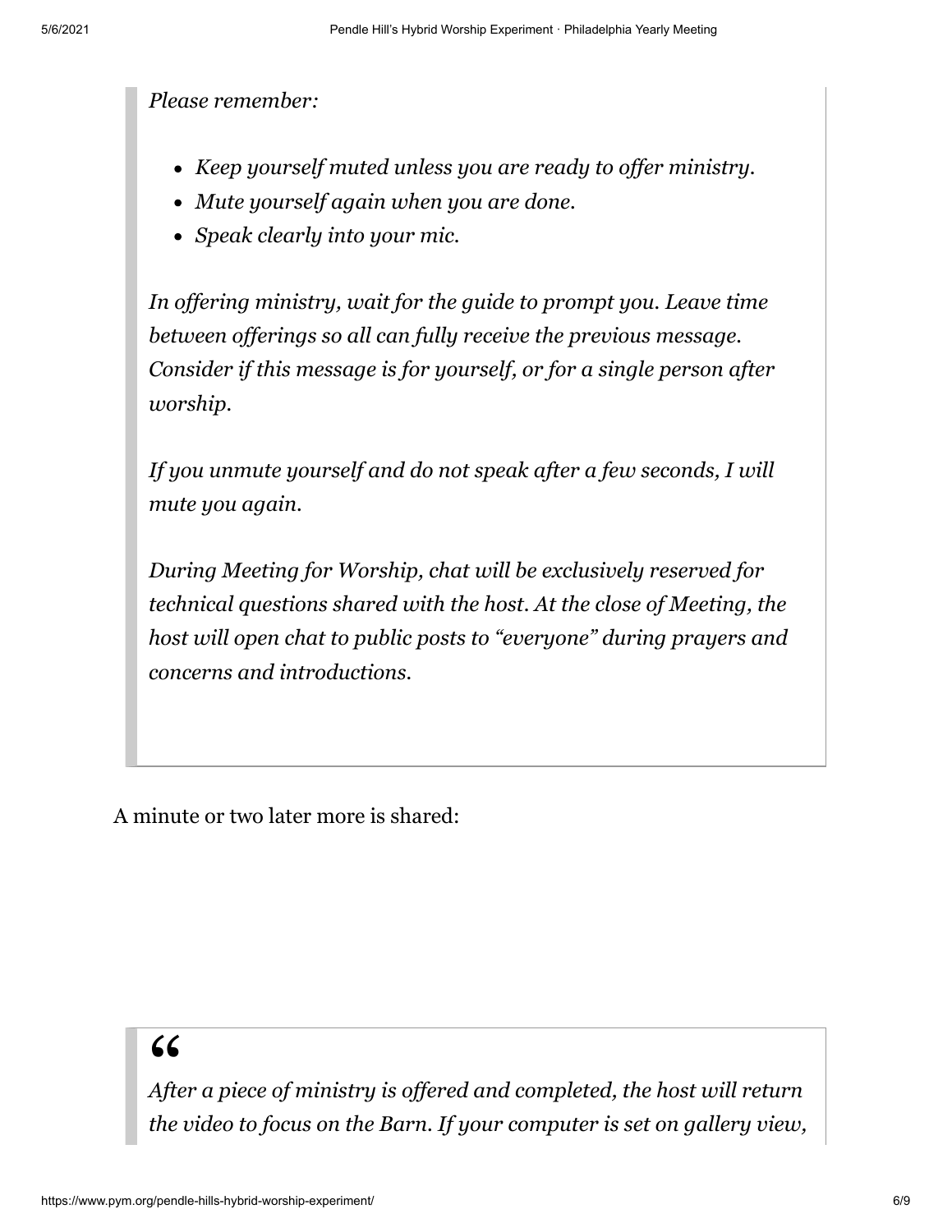> *Please remember:*
>
> - *Keep yourself muted unless you are ready to offer ministry.*
> - *Mute yourself again when you are done.*
> - *Speak clearly into your mic.*
>
> *In offering ministry, wait for the guide to prompt you. Leave time between offerings so all can fully receive the previous message. Consider if this message is for yourself, or for a single person after worship.*
>
> *If you unmute yourself and do not speak after a few seconds, I will mute you again.*
>
> *During Meeting for Worship, chat will be exclusively reserved for technical questions shared with the host. At the close of Meeting, the host will open chat to public posts to "everyone" during prayers and concerns and introductions.*

A minute or two later more is shared:

> *After a piece of ministry is offered and completed, the host will return the video to focus on the Barn. If your computer is set on gallery view,*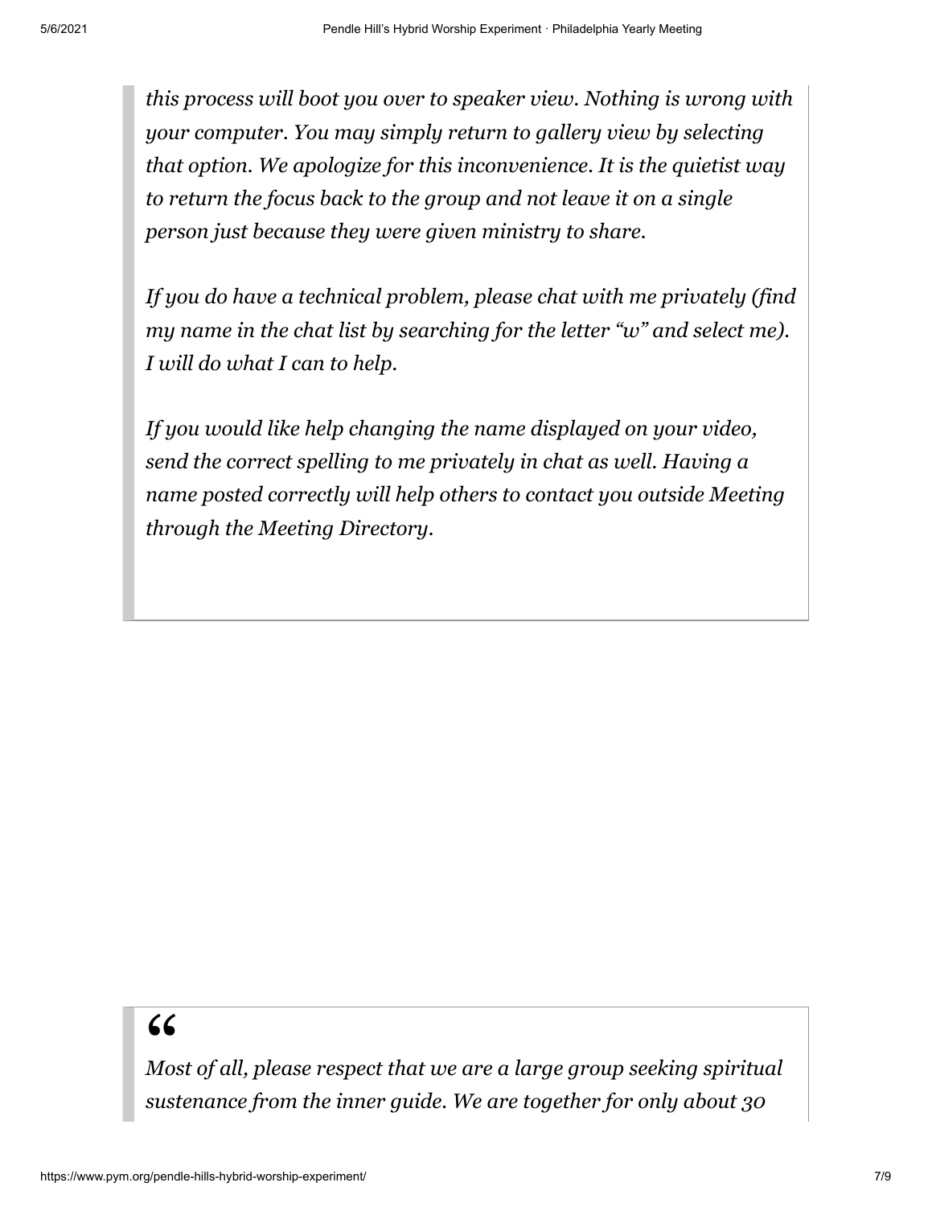> *this process will boot you over to speaker view. Nothing is wrong with your computer. You may simply return to gallery view by selecting that option. We apologize for this inconvenience. It is the quietist way to return the focus back to the group and not leave it on a single person just because they were given ministry to share.*
>
> *If you do have a technical problem, please chat with me privately (find my name in the chat list by searching for the letter "w" and select me). I will do what I can to help.*
>
> *If you would like help changing the name displayed on your video, send the correct spelling to me privately in chat as well. Having a name posted correctly will help others to contact you outside Meeting through the Meeting Directory.*

> "
>
> *Most of all, please respect that we are a large group seeking spiritual sustenance from the inner guide. We are together for only about 30*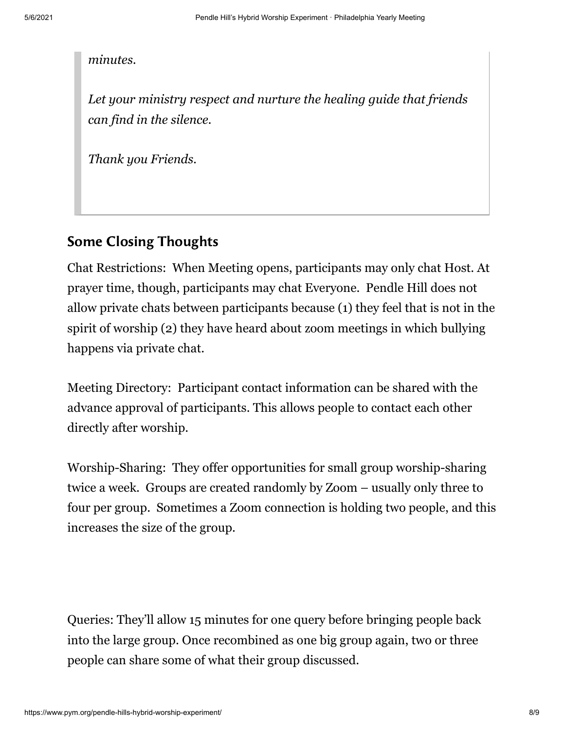> *minutes.*
>
> *Let your ministry respect and nurture the healing guide that friends can find in the silence.*
>
> *Thank you Friends.*

## Some Closing Thoughts

Chat Restrictions: When Meeting opens, participants may only chat Host. At prayer time, though, participants may chat Everyone. Pendle Hill does not allow private chats between participants because (1) they feel that is not in the spirit of worship (2) they have heard about zoom meetings in which bullying happens via private chat.

Meeting Directory: Participant contact information can be shared with the advance approval of participants. This allows people to contact each other directly after worship.

Worship-Sharing: They offer opportunities for small group worship-sharing twice a week. Groups are created randomly by Zoom – usually only three to four per group. Sometimes a Zoom connection is holding two people, and this increases the size of the group.

Queries: They'll allow 15 minutes for one query before bringing people back into the large group. Once recombined as one big group again, two or three people can share some of what their group discussed.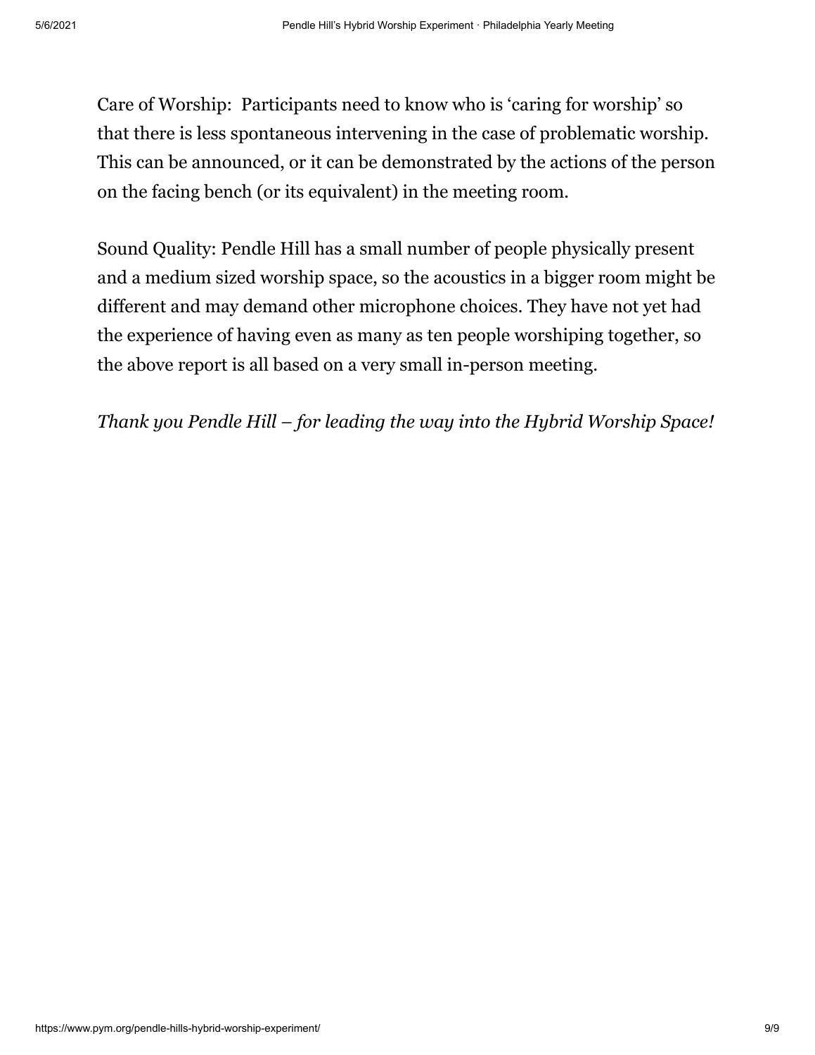Care of Worship:  Participants need to know who is 'caring for worship' so that there is less spontaneous intervening in the case of problematic worship. This can be announced, or it can be demonstrated by the actions of the person on the facing bench (or its equivalent) in the meeting room.

Sound Quality: Pendle Hill has a small number of people physically present and a medium sized worship space, so the acoustics in a bigger room might be different and may demand other microphone choices. They have not yet had the experience of having even as many as ten people worshiping together, so the above report is all based on a very small in-person meeting.

*Thank you Pendle Hill – for leading the way into the Hybrid Worship Space!*